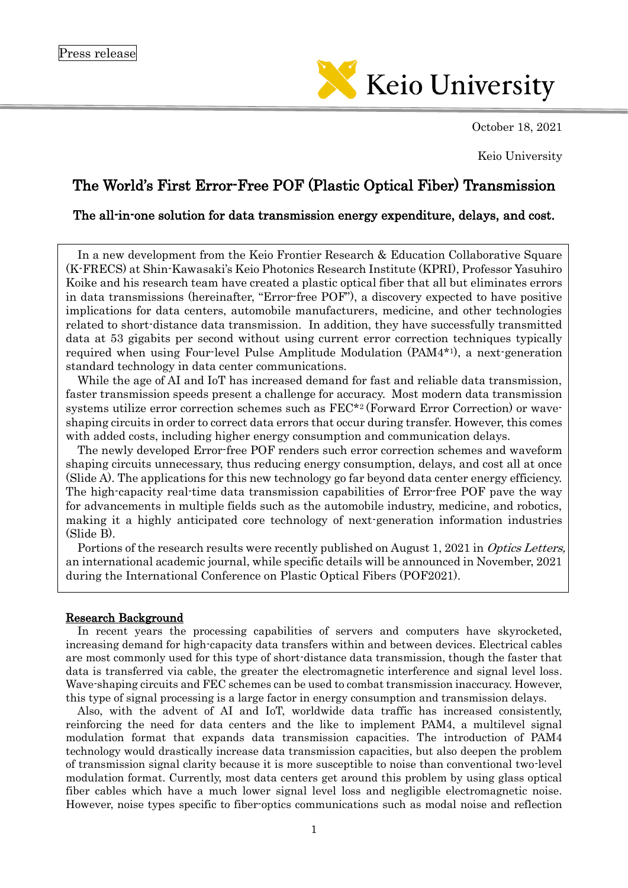Press release

Keio University

October 18, 2021

Keio University

# The World's First Error-Free POF (Plastic Optical Fiber) Transmission

## The all-in-one solution for data transmission energy expenditure, delays, and cost.

In a new development from the Keio Frontier Research & Education Collaborative Square (K-FRECS) at Shin-Kawasaki's Keio Photonics Research Institute (KPRI), Professor Yasuhiro Koike and his research team have created a plastic optical fiber that all but eliminates errors in data transmissions (hereinafter, "Error-free POF"), a discovery expected to have positive implications for data centers, automobile manufacturers, medicine, and other technologies related to short-distance data transmission. In addition, they have successfully transmitted data at 53 gigabits per second without using current error correction techniques typically required when using Four-level Pulse Amplitude Modulation (PAM4*[1]), a next-generation standard technology in data center communications.

While the age of AI and IoT has increased demand for fast and reliable data transmission, faster transmission speeds present a challenge for accuracy. Most modern data transmission systems utilize error correction schemes such as FEC*[2] (Forward Error Correction) or wave-shaping circuits in order to correct data errors that occur during transfer. However, this comes with added costs, including higher energy consumption and communication delays.

The newly developed Error-free POF renders such error correction schemes and waveform shaping circuits unnecessary, thus reducing energy consumption, delays, and cost all at once (Slide A). The applications for this new technology go far beyond data center energy efficiency. The high-capacity real-time data transmission capabilities of Error-free POF pave the way for advancements in multiple fields such as the automobile industry, medicine, and robotics, making it a highly anticipated core technology of next-generation information industries (Slide B).

Portions of the research results were recently published on August 1, 2021 in *Optics Letters,* an international academic journal, while specific details will be announced in November, 2021 during the International Conference on Plastic Optical Fibers (POF2021).

### Research Background

In recent years the processing capabilities of servers and computers have skyrocketed, increasing demand for high-capacity data transfers within and between devices. Electrical cables are most commonly used for this type of short-distance data transmission, though the faster that data is transferred via cable, the greater the electromagnetic interference and signal level loss. Wave-shaping circuits and FEC schemes can be used to combat transmission inaccuracy. However, this type of signal processing is a large factor in energy consumption and transmission delays.

Also, with the advent of AI and IoT, worldwide data traffic has increased consistently, reinforcing the need for data centers and the like to implement PAM4, a multilevel signal modulation format that expands data transmission capacities. The introduction of PAM4 technology would drastically increase data transmission capacities, but also deepen the problem of transmission signal clarity because it is more susceptible to noise than conventional two-level modulation format. Currently, most data centers get around this problem by using glass optical fiber cables which have a much lower signal level loss and negligible electromagnetic noise. However, noise types specific to fiber-optics communications such as modal noise and reflection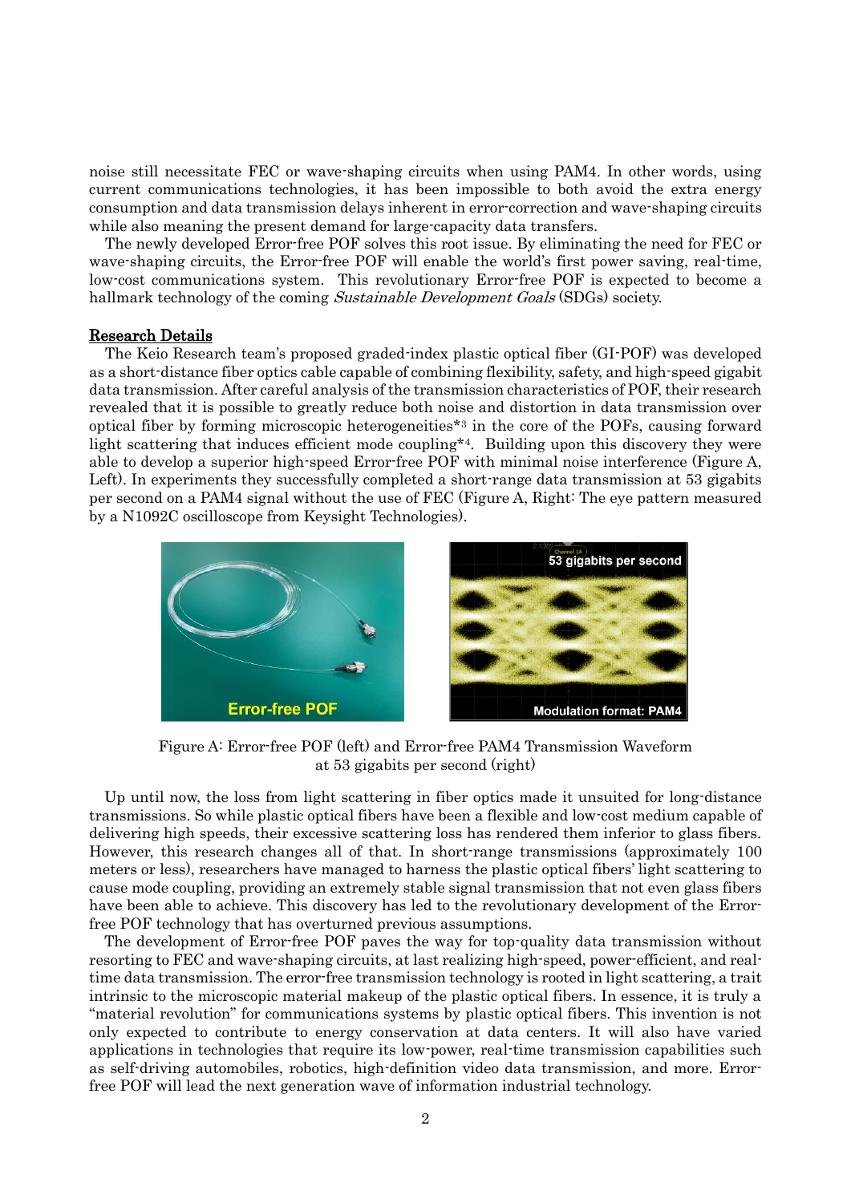noise still necessitate FEC or wave-shaping circuits when using PAM4. In other words, using current communications technologies, it has been impossible to both avoid the extra energy consumption and data transmission delays inherent in error-correction and wave-shaping circuits while also meaning the present demand for large-capacity data transfers.

The newly developed Error-free POF solves this root issue. By eliminating the need for FEC or wave-shaping circuits, the Error-free POF will enable the world's first power saving, real-time, low-cost communications system. This revolutionary Error-free POF is expected to become a hallmark technology of the coming *Sustainable Development Goals* (SDGs) society.

## Research Details

The Keio Research team's proposed graded-index plastic optical fiber (GI-POF) was developed as a short-distance fiber optics cable capable of combining flexibility, safety, and high-speed gigabit data transmission. After careful analysis of the transmission characteristics of POF, their research revealed that it is possible to greatly reduce both noise and distortion in data transmission over optical fiber by forming microscopic heterogeneities*[3] in the core of the POFs, causing forward light scattering that induces efficient mode coupling*[4]. Building upon this discovery they were able to develop a superior high-speed Error-free POF with minimal noise interference (Figure A, Left). In experiments they successfully completed a short-range data transmission at 53 gigabits per second on a PAM4 signal without the use of FEC (Figure A, Right: The eye pattern measured by a N1092C oscilloscope from Keysight Technologies).

Figure A: Error-free POF (left) and Error-free PAM4 Transmission Waveform at 53 gigabits per second (right)

Up until now, the loss from light scattering in fiber optics made it unsuited for long-distance transmissions. So while plastic optical fibers have been a flexible and low-cost medium capable of delivering high speeds, their excessive scattering loss has rendered them inferior to glass fibers. However, this research changes all of that. In short-range transmissions (approximately 100 meters or less), researchers have managed to harness the plastic optical fibers' light scattering to cause mode coupling, providing an extremely stable signal transmission that not even glass fibers have been able to achieve. This discovery has led to the revolutionary development of the Error-free POF technology that has overturned previous assumptions.

The development of Error-free POF paves the way for top-quality data transmission without resorting to FEC and wave-shaping circuits, at last realizing high-speed, power-efficient, and real-time data transmission. The error-free transmission technology is rooted in light scattering, a trait intrinsic to the microscopic material makeup of the plastic optical fibers. In essence, it is truly a "material revolution" for communications systems by plastic optical fibers. This invention is not only expected to contribute to energy conservation at data centers. It will also have varied applications in technologies that require its low-power, real-time transmission capabilities such as self-driving automobiles, robotics, high-definition video data transmission, and more. Error-free POF will lead the next generation wave of information industrial technology.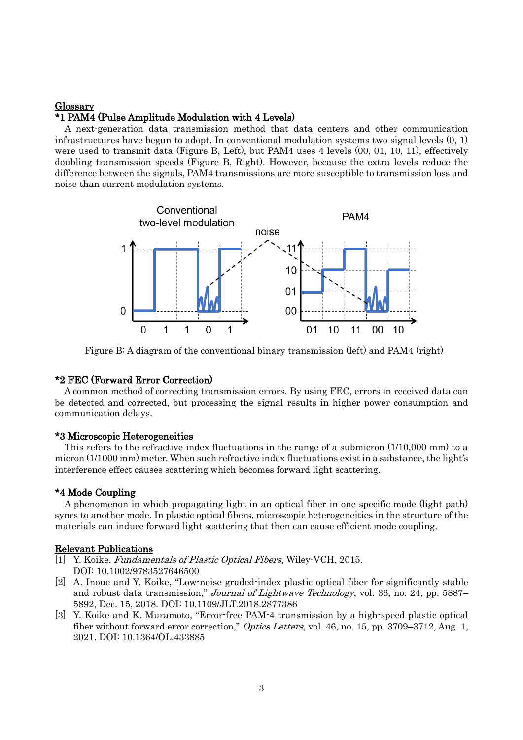## Glossary

### *1 PAM4 (Pulse Amplitude Modulation with 4 Levels)

A next-generation data transmission method that data centers and other communication infrastructures have begun to adopt. In conventional modulation systems two signal levels (0, 1) were used to transmit data (Figure B, Left), but PAM4 uses 4 levels (00, 01, 10, 11), effectively doubling transmission speeds (Figure B, Right). However, because the extra levels reduce the difference between the signals, PAM4 transmissions are more susceptible to transmission loss and noise than current modulation systems.

Figure B: A diagram of the conventional binary transmission (left) and PAM4 (right)

### *2 FEC (Forward Error Correction)

A common method of correcting transmission errors. By using FEC, errors in received data can be detected and corrected, but processing the signal results in higher power consumption and communication delays.

### *3 Microscopic Heterogeneities

This refers to the refractive index fluctuations in the range of a submicron (1/10,000 mm) to a micron (1/1000 mm) meter. When such refractive index fluctuations exist in a substance, the light's interference effect causes scattering which becomes forward light scattering.

### *4 Mode Coupling

A phenomenon in which propagating light in an optical fiber in one specific mode (light path) syncs to another mode. In plastic optical fibers, microscopic heterogeneities in the structure of the materials can induce forward light scattering that then can cause efficient mode coupling.

## Relevant Publications

[1] Y. Koike, *Fundamentals of Plastic Optical Fibers*, Wiley-VCH, 2015. DOI: 10.1002/9783527646500

[2] A. Inoue and Y. Koike, "Low-noise graded-index plastic optical fiber for significantly stable and robust data transmission," *Journal of Lightwave Technology*, vol. 36, no. 24, pp. 5887–5892, Dec. 15, 2018. DOI: 10.1109/JLT.2018.2877386

[3] Y. Koike and K. Muramoto, "Error-free PAM-4 transmission by a high-speed plastic optical fiber without forward error correction," *Optics Letters*, vol. 46, no. 15, pp. 3709–3712, Aug. 1, 2021. DOI: 10.1364/OL.433885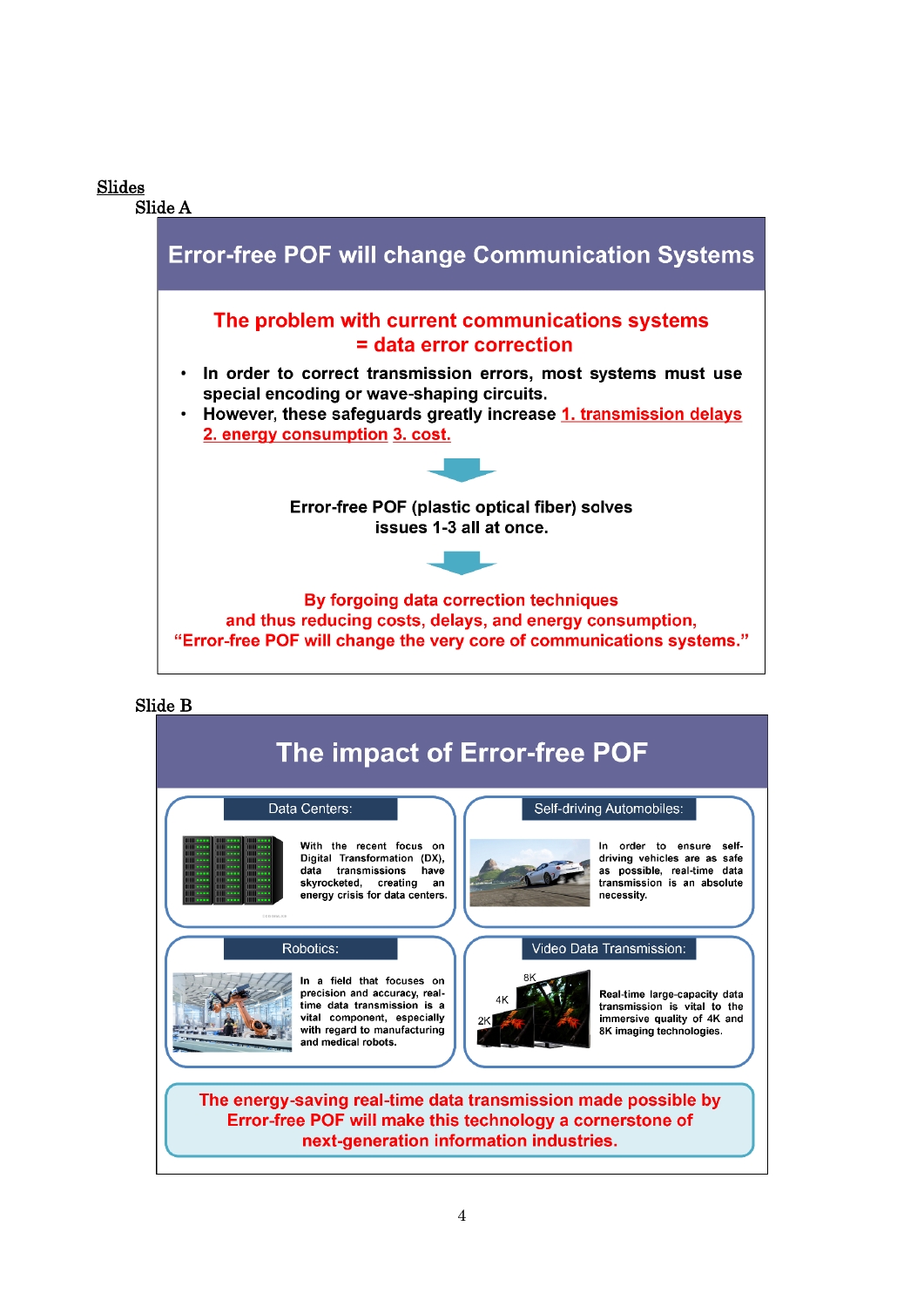## Slides

### Slide A

# Error-free POF will change Communication Systems

**The problem with current communications systems = data error correction**

- **In order to correct transmission errors, most systems must use special encoding or wave-shaping circuits.**
- **However, these safeguards greatly increase 1. transmission delays 2. energy consumption 3. cost.**

**Error-free POF (plastic optical fiber) solves issues 1-3 all at once.**

**By forgoing data correction techniques and thus reducing costs, delays, and energy consumption, "Error-free POF will change the very core of communications systems."**

### Slide B

# The impact of Error-free POF

**Data Centers:**

With the recent focus on Digital Transformation (DX), data transmissions have skyrocketed, creating an energy crisis for data centers.

**Self-driving Automobiles:**

In order to ensure self-driving vehicles are as safe as possible, real-time data transmission is an absolute necessity.

**Robotics:**

In a field that focuses on precision and accuracy, real-time data transmission is a vital component, especially with regard to manufacturing and medical robots.

**Video Data Transmission:**

8K 4K 2K

Real-time large-capacity data transmission is vital to the immersive quality of 4K and 8K imaging technologies.

**The energy-saving real-time data transmission made possible by Error-free POF will make this technology a cornerstone of next-generation information industries.**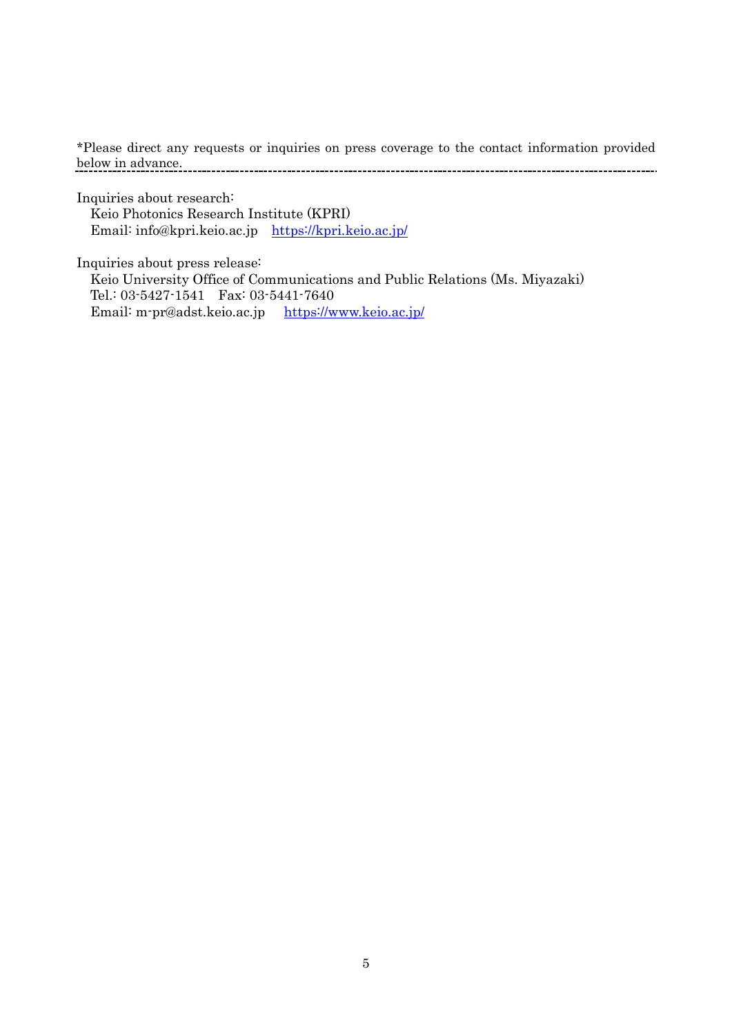*Please direct any requests or inquiries on press coverage to the contact information provided below in advance.

---

Inquiries about research:
Keio Photonics Research Institute (KPRI)
Email: info@kpri.keio.ac.jp https://kpri.keio.ac.jp/

Inquiries about press release:
Keio University Office of Communications and Public Relations (Ms. Miyazaki)
Tel.: 03-5427-1541 Fax: 03-5441-7640
Email: m-pr@adst.keio.ac.jp https://www.keio.ac.jp/